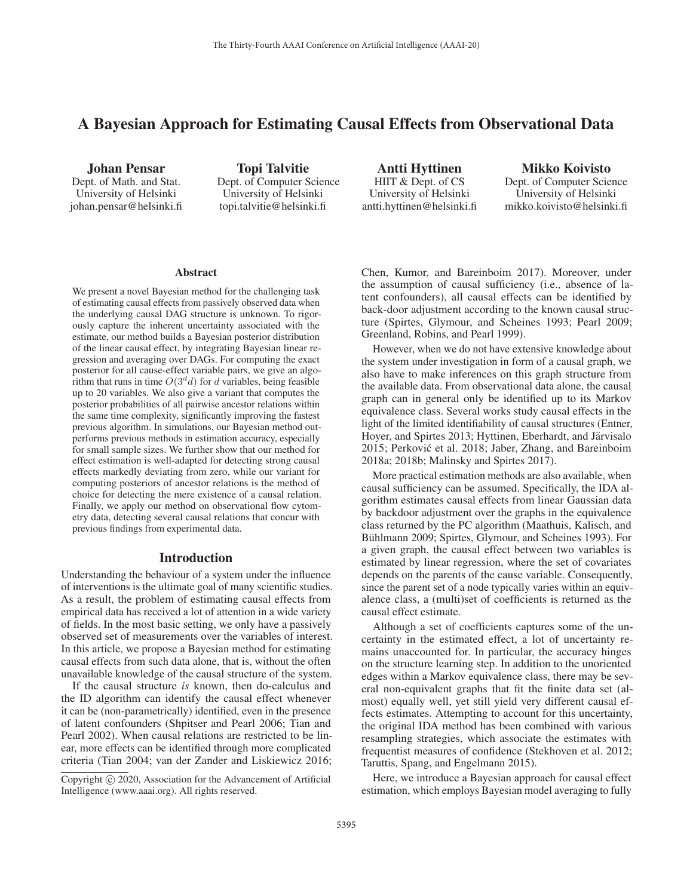# A Bayesian Approach for Estimating Causal Effects from Observational Data

**Johan Pensar**
Dept. of Math. and Stat.
University of Helsinki
johan.pensar@helsinki.fi

**Topi Talvitie**
Dept. of Computer Science
University of Helsinki
topi.talvitie@helsinki.fi

**Antti Hyttinen**
HIIT & Dept. of CS
University of Helsinki
antti.hyttinen@helsinki.fi

**Mikko Koivisto**
Dept. of Computer Science
University of Helsinki
mikko.koivisto@helsinki.fi

## Abstract

We present a novel Bayesian method for the challenging task of estimating causal effects from passively observed data when the underlying causal DAG structure is unknown. To rigorously capture the inherent uncertainty associated with the estimate, our method builds a Bayesian posterior distribution of the linear causal effect, by integrating Bayesian linear regression and averaging over DAGs. For computing the exact posterior for all cause-effect variable pairs, we give an algorithm that runs in time $O(3^d d)$ for $d$ variables, being feasible up to 20 variables. We also give a variant that computes the posterior probabilities of all pairwise ancestor relations within the same time complexity, significantly improving the fastest previous algorithm. In simulations, our Bayesian method outperforms previous methods in estimation accuracy, especially for small sample sizes. We further show that our method for effect estimation is well-adapted for detecting strong causal effects markedly deviating from zero, while our variant for computing posteriors of ancestor relations is the method of choice for detecting the mere existence of a causal relation. Finally, we apply our method on observational flow cytometry data, detecting several causal relations that concur with previous findings from experimental data.

## Introduction

Understanding the behaviour of a system under the influence of interventions is the ultimate goal of many scientific studies. As a result, the problem of estimating causal effects from empirical data has received a lot of attention in a wide variety of fields. In the most basic setting, we only have a passively observed set of measurements over the variables of interest. In this article, we propose a Bayesian method for estimating causal effects from such data alone, that is, without the often unavailable knowledge of the causal structure of the system.

If the causal structure *is* known, then do-calculus and the ID algorithm can identify the causal effect whenever it can be (non-parametrically) identified, even in the presence of latent confounders (Shpitser and Pearl 2006; Tian and Pearl 2002). When causal relations are restricted to be linear, more effects can be identified through more complicated criteria (Tian 2004; van der Zander and Liskiewicz 2016; Chen, Kumor, and Bareinboim 2017). Moreover, under the assumption of causal sufficiency (i.e., absence of latent confounders), all causal effects can be identified by back-door adjustment according to the known causal structure (Spirtes, Glymour, and Scheines 1993; Pearl 2009; Greenland, Robins, and Pearl 1999).

However, when we do not have extensive knowledge about the system under investigation in form of a causal graph, we also have to make inferences on this graph structure from the available data. From observational data alone, the causal graph can in general only be identified up to its Markov equivalence class. Several works study causal effects in the light of the limited identifiability of causal structures (Entner, Hoyer, and Spirtes 2013; Hyttinen, Eberhardt, and Järvisalo 2015; Perković et al. 2018; Jaber, Zhang, and Bareinboim 2018a; 2018b; Malinsky and Spirtes 2017).

More practical estimation methods are also available, when causal sufficiency can be assumed. Specifically, the IDA algorithm estimates causal effects from linear Gaussian data by backdoor adjustment over the graphs in the equivalence class returned by the PC algorithm (Maathuis, Kalisch, and Bühlmann 2009; Spirtes, Glymour, and Scheines 1993). For a given graph, the causal effect between two variables is estimated by linear regression, where the set of covariates depends on the parents of the cause variable. Consequently, since the parent set of a node typically varies within an equivalence class, a (multi)set of coefficients is returned as the causal effect estimate.

Although a set of coefficients captures some of the uncertainty in the estimated effect, a lot of uncertainty remains unaccounted for. In particular, the accuracy hinges on the structure learning step. In addition to the unoriented edges within a Markov equivalence class, there may be several non-equivalent graphs that fit the finite data set (almost) equally well, yet still yield very different causal effects estimates. Attempting to account for this uncertainty, the original IDA method has been combined with various resampling strategies, which associate the estimates with frequentist measures of confidence (Stekhoven et al. 2012; Taruttis, Spang, and Engelmann 2015).

Here, we introduce a Bayesian approach for causal effect estimation, which employs Bayesian model averaging to fully

Copyright © 2020, Association for the Advancement of Artificial Intelligence (www.aaai.org). All rights reserved.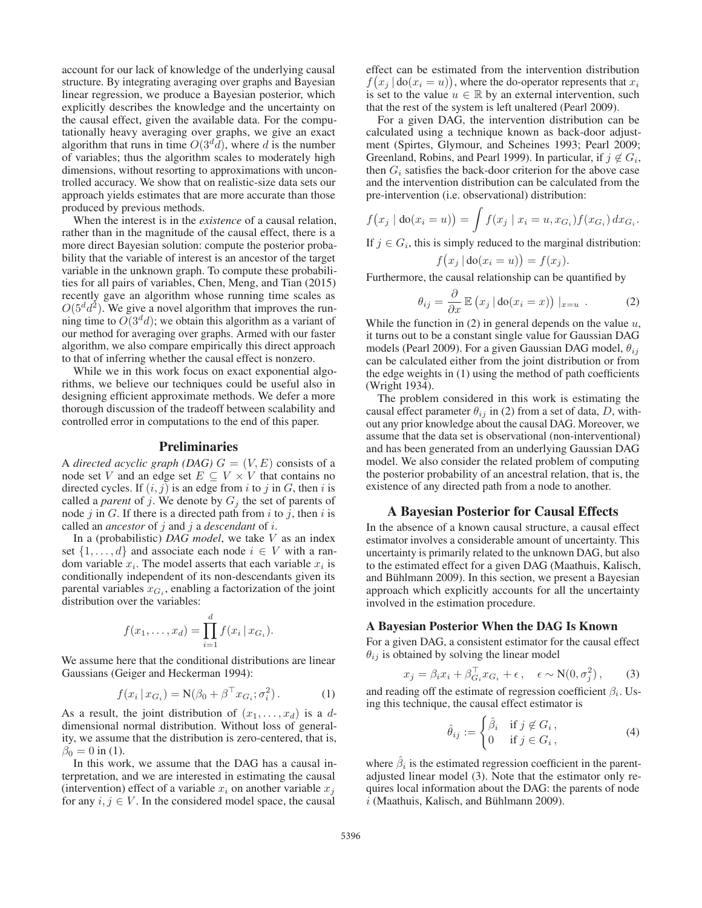account for our lack of knowledge of the underlying causal structure. By integrating averaging over graphs and Bayesian linear regression, we produce a Bayesian posterior, which explicitly describes the knowledge and the uncertainty on the causal effect, given the available data. For the computationally heavy averaging over graphs, we give an exact algorithm that runs in time $O(3^d d)$, where $d$ is the number of variables; thus the algorithm scales to moderately high dimensions, without resorting to approximations with uncontrolled accuracy. We show that on realistic-size data sets our approach yields estimates that are more accurate than those produced by previous methods.

When the interest is in the *existence* of a causal relation, rather than in the magnitude of the causal effect, there is a more direct Bayesian solution: compute the posterior probability that the variable of interest is an ancestor of the target variable in the unknown graph. To compute these probabilities for all pairs of variables, Chen, Meng, and Tian (2015) recently gave an algorithm whose running time scales as $O(5^d d^2)$. We give a novel algorithm that improves the running time to $O(3^d d)$; we obtain this algorithm as a variant of our method for averaging over graphs. Armed with our faster algorithm, we also compare empirically this direct approach to that of inferring whether the causal effect is nonzero.

While we in this work focus on exact exponential algorithms, we believe our techniques could be useful also in designing efficient approximate methods. We defer a more thorough discussion of the tradeoff between scalability and controlled error in computations to the end of this paper.

## Preliminaries

A *directed acyclic graph (DAG)* $G = (V, E)$ consists of a node set $V$ and an edge set $E \subseteq V \times V$ that contains no directed cycles. If $(i, j)$ is an edge from $i$ to $j$ in $G$, then $i$ is called a *parent* of $j$. We denote by $G_j$ the set of parents of node $j$ in $G$. If there is a directed path from $i$ to $j$, then $i$ is called an *ancestor* of $j$ and $j$ a *descendant* of $i$.

In a (probabilistic) *DAG model*, we take $V$ as an index set $\{1, \ldots, d\}$ and associate each node $i \in V$ with a random variable $x_i$. The model asserts that each variable $x_i$ is conditionally independent of its non-descendants given its parental variables $x_{G_i}$, enabling a factorization of the joint distribution over the variables:

$$f(x_1, \ldots, x_d) = \prod_{i=1}^{d} f(x_i \mid x_{G_i}).$$

We assume here that the conditional distributions are linear Gaussians (Geiger and Heckerman 1994):

$$f(x_i \mid x_{G_i}) = \mathrm{N}(\beta_0 + \beta^\top x_{G_i}; \sigma_i^2). \tag{1}$$

As a result, the joint distribution of $(x_1, \ldots, x_d)$ is a $d$-dimensional normal distribution. Without loss of generality, we assume that the distribution is zero-centered, that is, $\beta_0 = 0$ in (1).

In this work, we assume that the DAG has a causal interpretation, and we are interested in estimating the causal (intervention) effect of a variable $x_i$ on another variable $x_j$ for any $i, j \in V$. In the considered model space, the causal effect can be estimated from the intervention distribution $f(x_j \mid \mathrm{do}(x_i = u))$, where the do-operator represents that $x_i$ is set to the value $u \in \mathbb{R}$ by an external intervention, such that the rest of the system is left unaltered (Pearl 2009).

For a given DAG, the intervention distribution can be calculated using a technique known as back-door adjustment (Spirtes, Glymour, and Scheines 1993; Pearl 2009; Greenland, Robins, and Pearl 1999). In particular, if $j \notin G_i$, then $G_i$ satisfies the back-door criterion for the above case and the intervention distribution can be calculated from the pre-intervention (i.e. observational) distribution:

$$f(x_j \mid \mathrm{do}(x_i = u)) = \int f(x_j \mid x_i = u, x_{G_i}) f(x_{G_i})\, dx_{G_i}.$$

If $j \in G_i$, this is simply reduced to the marginal distribution:

$$f(x_j \mid \mathrm{do}(x_i = u)) = f(x_j).$$

Furthermore, the causal relationship can be quantified by

$$\theta_{ij} = \frac{\partial}{\partial x} \mathbb{E}\left(x_j \mid \mathrm{do}(x_i = x)\right)\big|_{x=u}\ . \tag{2}$$

While the function in (2) in general depends on the value $u$, it turns out to be a constant single value for Gaussian DAG models (Pearl 2009). For a given Gaussian DAG model, $\theta_{ij}$ can be calculated either from the joint distribution or from the edge weights in (1) using the method of path coefficients (Wright 1934).

The problem considered in this work is estimating the causal effect parameter $\theta_{ij}$ in (2) from a set of data, $D$, without any prior knowledge about the causal DAG. Moreover, we assume that the data set is observational (non-interventional) and has been generated from an underlying Gaussian DAG model. We also consider the related problem of computing the posterior probability of an ancestral relation, that is, the existence of any directed path from a node to another.

## A Bayesian Posterior for Causal Effects

In the absence of a known causal structure, a causal effect estimator involves a considerable amount of uncertainty. This uncertainty is primarily related to the unknown DAG, but also to the estimated effect for a given DAG (Maathuis, Kalisch, and Bühlmann 2009). In this section, we present a Bayesian approach which explicitly accounts for all the uncertainty involved in the estimation procedure.

### A Bayesian Posterior When the DAG Is Known

For a given DAG, a consistent estimator for the causal effect $\theta_{ij}$ is obtained by solving the linear model

$$x_j = \beta_i x_i + \beta_{G_i}^\top x_{G_i} + \epsilon, \quad \epsilon \sim \mathrm{N}(0, \sigma_j^2), \tag{3}$$

and reading off the estimate of regression coefficient $\beta_i$. Using this technique, the causal effect estimator is

$$\hat{\theta}_{ij} := \begin{cases} \hat{\beta}_i & \text{if } j \notin G_i, \\ 0 & \text{if } j \in G_i, \end{cases} \tag{4}$$

where $\hat{\beta}_i$ is the estimated regression coefficient in the parent-adjusted linear model (3). Note that the estimator only requires local information about the DAG: the parents of node $i$ (Maathuis, Kalisch, and Bühlmann 2009).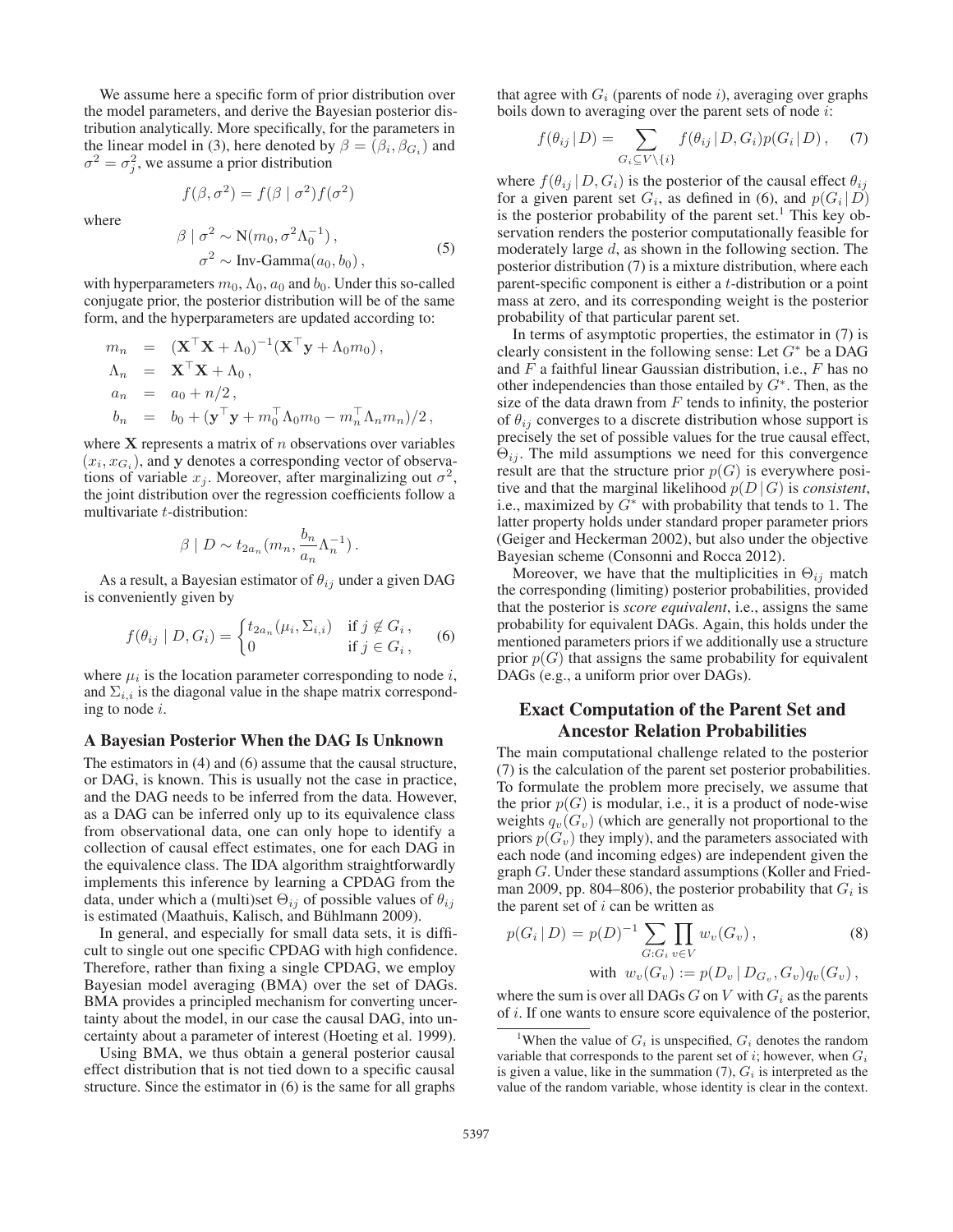We assume here a specific form of prior distribution over the model parameters, and derive the Bayesian posterior distribution analytically. More specifically, for the parameters in the linear model in (3), here denoted by $\beta = (\beta_i, \beta_{G_i})$ and $\sigma^2 = \sigma_j^2$, we assume a prior distribution

$$f(\beta, \sigma^2) = f(\beta \mid \sigma^2) f(\sigma^2)$$

where

$$\begin{aligned} \beta \mid \sigma^2 &\sim \mathrm{N}(m_0, \sigma^2 \Lambda_0^{-1}), \\ \sigma^2 &\sim \text{Inv-Gamma}(a_0, b_0), \end{aligned} \tag{5}$$

with hyperparameters $m_0, \Lambda_0, a_0$ and $b_0$. Under this so-called conjugate prior, the posterior distribution will be of the same form, and the hyperparameters are updated according to:

$$\begin{aligned} m_n &= (\mathbf{X}^\top \mathbf{X} + \Lambda_0)^{-1} (\mathbf{X}^\top \mathbf{y} + \Lambda_0 m_0), \\ \Lambda_n &= \mathbf{X}^\top \mathbf{X} + \Lambda_0, \\ a_n &= a_0 + n/2, \\ b_n &= b_0 + (\mathbf{y}^\top \mathbf{y} + m_0^\top \Lambda_0 m_0 - m_n^\top \Lambda_n m_n)/2, \end{aligned}$$

where $\mathbf{X}$ represents a matrix of $n$ observations over variables $(x_i, x_{G_i})$, and $\mathbf{y}$ denotes a corresponding vector of observations of variable $x_j$. Moreover, after marginalizing out $\sigma^2$, the joint distribution over the regression coefficients follow a multivariate $t$-distribution:

$$\beta \mid D \sim t_{2a_n}\left(m_n, \frac{b_n}{a_n} \Lambda_n^{-1}\right).$$

As a result, a Bayesian estimator of $\theta_{ij}$ under a given DAG is conveniently given by

$$f(\theta_{ij} \mid D, G_i) = \begin{cases} t_{2a_n}(\mu_i, \Sigma_{i,i}) & \text{if } j \notin G_i, \\ 0 & \text{if } j \in G_i, \end{cases} \tag{6}$$

where $\mu_i$ is the location parameter corresponding to node $i$, and $\Sigma_{i,i}$ is the diagonal value in the shape matrix corresponding to node $i$.

### A Bayesian Posterior When the DAG Is Unknown

The estimators in (4) and (6) assume that the causal structure, or DAG, is known. This is usually not the case in practice, and the DAG needs to be inferred from the data. However, as a DAG can be inferred only up to its equivalence class from observational data, one can only hope to identify a collection of causal effect estimates, one for each DAG in the equivalence class. The IDA algorithm straightforwardly implements this inference by learning a CPDAG from the data, under which a (multi)set $\Theta_{ij}$ of possible values of $\theta_{ij}$ is estimated (Maathuis, Kalisch, and Bühlmann 2009).

In general, and especially for small data sets, it is difficult to single out one specific CPDAG with high confidence. Therefore, rather than fixing a single CPDAG, we employ Bayesian model averaging (BMA) over the set of DAGs. BMA provides a principled mechanism for converting uncertainty about the model, in our case the causal DAG, into uncertainty about a parameter of interest (Hoeting et al. 1999).

Using BMA, we thus obtain a general posterior causal effect distribution that is not tied down to a specific causal structure. Since the estimator in (6) is the same for all graphs that agree with $G_i$ (parents of node $i$), averaging over graphs boils down to averaging over the parent sets of node $i$:

$$f(\theta_{ij} \mid D) = \sum_{G_i \subseteq V \setminus \{i\}} f(\theta_{ij} \mid D, G_i) p(G_i \mid D), \tag{7}$$

where $f(\theta_{ij} \mid D, G_i)$ is the posterior of the causal effect $\theta_{ij}$ for a given parent set $G_i$, as defined in (6), and $p(G_i \mid D)$ is the posterior probability of the parent set.[1] This key observation renders the posterior computationally feasible for moderately large $d$, as shown in the following section. The posterior distribution (7) is a mixture distribution, where each parent-specific component is either a $t$-distribution or a point mass at zero, and its corresponding weight is the posterior probability of that particular parent set.

In terms of asymptotic properties, the estimator in (7) is clearly consistent in the following sense: Let $G^*$ be a DAG and $F$ a faithful linear Gaussian distribution, i.e., $F$ has no other independencies than those entailed by $G^*$. Then, as the size of the data drawn from $F$ tends to infinity, the posterior of $\theta_{ij}$ converges to a discrete distribution whose support is precisely the set of possible values for the true causal effect, $\Theta_{ij}$. The mild assumptions we need for this convergence result are that the structure prior $p(G)$ is everywhere positive and that the marginal likelihood $p(D \mid G)$ is *consistent*, i.e., maximized by $G^*$ with probability that tends to 1. The latter property holds under standard proper parameter priors (Geiger and Heckerman 2002), but also under the objective Bayesian scheme (Consonni and Rocca 2012).

Moreover, we have that the multiplicities in $\Theta_{ij}$ match the corresponding (limiting) posterior probabilities, provided that the posterior is *score equivalent*, i.e., assigns the same probability for equivalent DAGs. Again, this holds under the mentioned parameters priors if we additionally use a structure prior $p(G)$ that assigns the same probability for equivalent DAGs (e.g., a uniform prior over DAGs).

## Exact Computation of the Parent Set and Ancestor Relation Probabilities

The main computational challenge related to the posterior (7) is the calculation of the parent set posterior probabilities. To formulate the problem more precisely, we assume that the prior $p(G)$ is modular, i.e., it is a product of node-wise weights $q_v(G_v)$ (which are generally not proportional to the priors $p(G_v)$ they imply), and the parameters associated with each node (and incoming edges) are independent given the graph $G$. Under these standard assumptions (Koller and Friedman 2009, pp. 804–806), the posterior probability that $G_i$ is the parent set of $i$ can be written as

$$p(G_i \mid D) = p(D)^{-1} \sum_{G : G_i} \prod_{v \in V} w_v(G_v), \tag{8}$$

$$\text{with } \; w_v(G_v) := p(D_v \mid D_{G_v}, G_v) q_v(G_v),$$

where the sum is over all DAGs $G$ on $V$ with $G_i$ as the parents of $i$. If one wants to ensure score equivalence of the posterior,

[1] When the value of $G_i$ is unspecified, $G_i$ denotes the random variable that corresponds to the parent set of $i$; however, when $G_i$ is given a value, like in the summation (7), $G_i$ is interpreted as the value of the random variable, whose identity is clear in the context.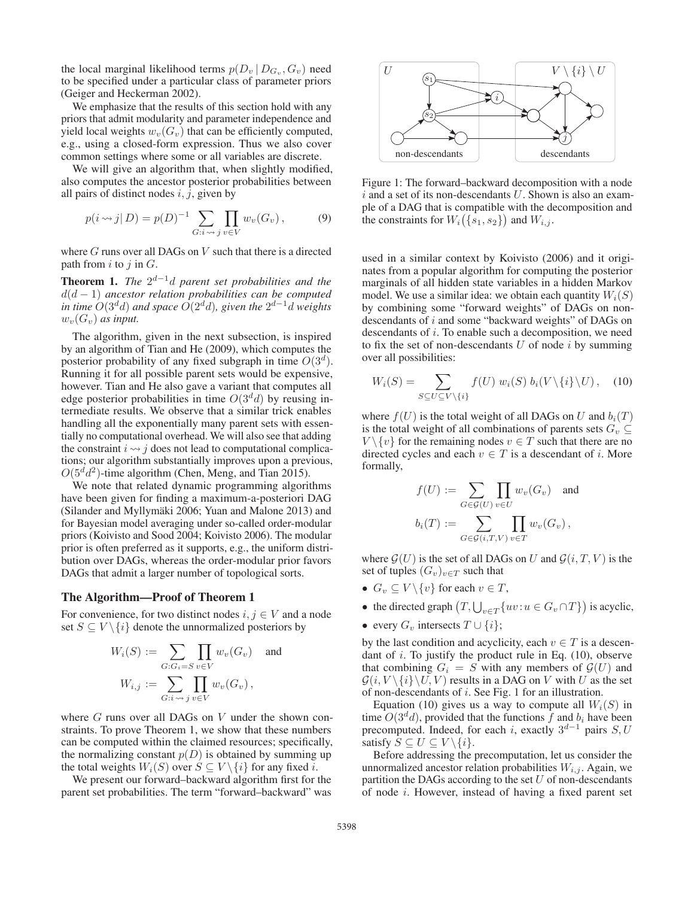the local marginal likelihood terms $p(D_v \mid D_{G_v}, G_v)$ need to be specified under a particular class of parameter priors (Geiger and Heckerman 2002).

We emphasize that the results of this section hold with any priors that admit modularity and parameter independence and yield local weights $w_v(G_v)$ that can be efficiently computed, e.g., using a closed-form expression. Thus we also cover common settings where some or all variables are discrete.

We will give an algorithm that, when slightly modified, also computes the ancestor posterior probabilities between all pairs of distinct nodes $i, j$, given by

$$p(i \rightsquigarrow j \mid D) = p(D)^{-1} \sum_{G: i \rightsquigarrow j} \prod_{v \in V} w_v(G_v), \tag{9}$$

where $G$ runs over all DAGs on $V$ such that there is a directed path from $i$ to $j$ in $G$.

**Theorem 1.** *The $2^{d-1}d$ parent set probabilities and the $d(d-1)$ ancestor relation probabilities can be computed in time $O(3^d d)$ and space $O(2^d d)$, given the $2^{d-1}d$ weights $w_v(G_v)$ as input.*

The algorithm, given in the next subsection, is inspired by an algorithm of Tian and He (2009), which computes the posterior probability of any fixed subgraph in time $O(3^d)$. Running it for all possible parent sets would be expensive, however. Tian and He also gave a variant that computes all edge posterior probabilities in time $O(3^d d)$ by reusing intermediate results. We observe that a similar trick enables handling all the exponentially many parent sets with essentially no computational overhead. We will also see that adding the constraint $i \rightsquigarrow j$ does not lead to computational complications; our algorithm substantially improves upon a previous, $O(5^d d^2)$-time algorithm (Chen, Meng, and Tian 2015).

We note that related dynamic programming algorithms have been given for finding a maximum-a-posteriori DAG (Silander and Myllymäki 2006; Yuan and Malone 2013) and for Bayesian model averaging under so-called order-modular priors (Koivisto and Sood 2004; Koivisto 2006). The modular prior is often preferred as it supports, e.g., the uniform distribution over DAGs, whereas the order-modular prior favors DAGs that admit a larger number of topological sorts.

### The Algorithm—Proof of Theorem 1

For convenience, for two distinct nodes $i, j \in V$ and a node set $S \subseteq V \setminus \{i\}$ denote the unnormalized posteriors by

$$W_i(S) := \sum_{G: G_i = S} \prod_{v \in V} w_v(G_v) \quad \text{and}$$
$$W_{i,j} := \sum_{G: i \rightsquigarrow j} \prod_{v \in V} w_v(G_v),$$

where $G$ runs over all DAGs on $V$ under the shown constraints. To prove Theorem 1, we show that these numbers can be computed within the claimed resources; specifically, the normalizing constant $p(D)$ is obtained by summing up the total weights $W_i(S)$ over $S \subseteq V \setminus \{i\}$ for any fixed $i$.

We present our forward–backward algorithm first for the parent set probabilities. The term "forward–backward" was

Figure 1: The forward–backward decomposition with a node $i$ and a set of its non-descendants $U$. Shown is also an example of a DAG that is compatible with the decomposition and the constraints for $W_i(\{s_1, s_2\})$ and $W_{i,j}$.

used in a similar context by Koivisto (2006) and it originates from a popular algorithm for computing the posterior marginals of all hidden state variables in a hidden Markov model. We use a similar idea: we obtain each quantity $W_i(S)$ by combining some "forward weights" of DAGs on non-descendants of $i$ and some "backward weights" of DAGs on descendants of $i$. To enable such a decomposition, we need to fix the set of non-descendants $U$ of node $i$ by summing over all possibilities:

$$W_i(S) = \sum_{S \subseteq U \subseteq V \setminus \{i\}} f(U)\; w_i(S)\; b_i(V \setminus \{i\} \setminus U), \tag{10}$$

where $f(U)$ is the total weight of all DAGs on $U$ and $b_i(T)$ is the total weight of all combinations of parents sets $G_v \subseteq V \setminus \{v\}$ for the remaining nodes $v \in T$ such that there are no directed cycles and each $v \in T$ is a descendant of $i$. More formally,

$$f(U) := \sum_{G \in \mathcal{G}(U)} \prod_{v \in U} w_v(G_v) \quad \text{and}$$
$$b_i(T) := \sum_{G \in \mathcal{G}(i,T,V)} \prod_{v \in T} w_v(G_v),$$

where $\mathcal{G}(U)$ is the set of all DAGs on $U$ and $\mathcal{G}(i, T, V)$ is the set of tuples $(G_v)_{v \in T}$ such that

- $G_v \subseteq V \setminus \{v\}$ for each $v \in T$,
- the directed graph $\big(T, \bigcup_{v \in T} \{uv : u \in G_v \cap T\}\big)$ is acyclic,
- every $G_v$ intersects $T \cup \{i\}$;

by the last condition and acyclicity, each $v \in T$ is a descendant of $i$. To justify the product rule in Eq. (10), observe that combining $G_i = S$ with any members of $\mathcal{G}(U)$ and $\mathcal{G}(i, V \setminus \{i\} \setminus U, V)$ results in a DAG on $V$ with $U$ as the set of non-descendants of $i$. See Fig. 1 for an illustration.

Equation (10) gives us a way to compute all $W_i(S)$ in time $O(3^d d)$, provided that the functions $f$ and $b_i$ have been precomputed. Indeed, for each $i$, exactly $3^{d-1}$ pairs $S, U$ satisfy $S \subseteq U \subseteq V \setminus \{i\}$.

Before addressing the precomputation, let us consider the unnormalized ancestor relation probabilities $W_{i,j}$. Again, we partition the DAGs according to the set $U$ of non-descendants of node $i$. However, instead of having a fixed parent set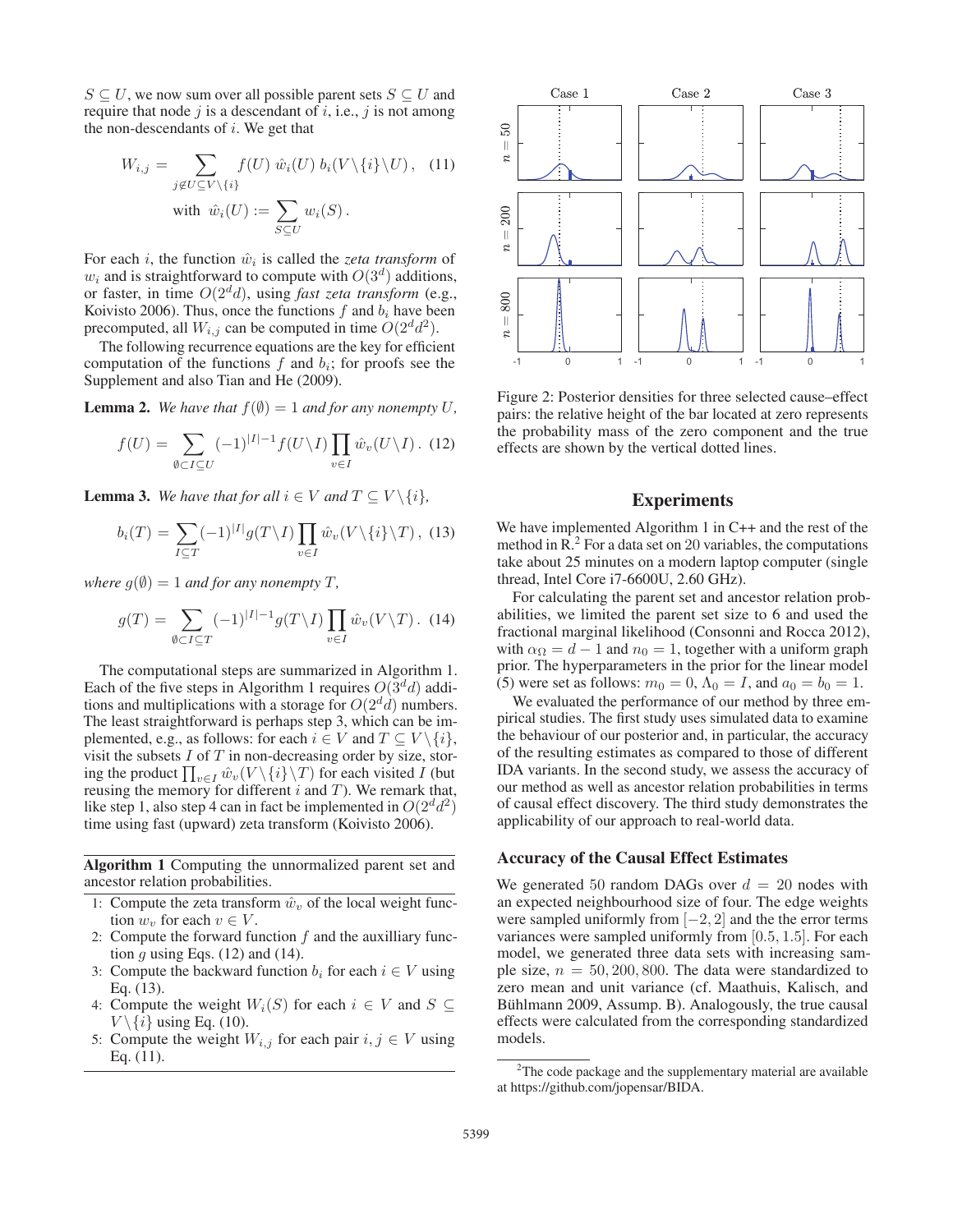$S \subseteq U$, we now sum over all possible parent sets $S \subseteq U$ and require that node $j$ is a descendant of $i$, i.e., $j$ is not among the non-descendants of $i$. We get that

$$W_{i,j} = \sum_{j \notin U \subseteq V \setminus \{i\}} f(U)\, \hat{w}_i(U)\, b_i(V \setminus \{i\} \setminus U)\,, \quad (11)$$

$$\text{with } \hat{w}_i(U) := \sum_{S \subseteq U} w_i(S)\,.$$

For each $i$, the function $\hat{w}_i$ is called the *zeta transform* of $w_i$ and is straightforward to compute with $O(3^d)$ additions, or faster, in time $O(2^d d)$, using *fast zeta transform* (e.g., Koivisto 2006). Thus, once the functions $f$ and $b_i$ have been precomputed, all $W_{i,j}$ can be computed in time $O(2^d d^2)$.

The following recurrence equations are the key for efficient computation of the functions $f$ and $b_i$; for proofs see the Supplement and also Tian and He (2009).

**Lemma 2.** *We have that $f(\emptyset) = 1$ and for any nonempty $U$,*

$$f(U) = \sum_{\emptyset \subset I \subseteq U} (-1)^{|I|-1} f(U \setminus I) \prod_{v \in I} \hat{w}_v(U \setminus I)\,. \quad (12)$$

**Lemma 3.** *We have that for all $i \in V$ and $T \subseteq V \setminus \{i\}$,*

$$b_i(T) = \sum_{I \subseteq T} (-1)^{|I|} g(T \setminus I) \prod_{v \in I} \hat{w}_v(V \setminus \{i\} \setminus T)\,, \quad (13)$$

*where $g(\emptyset) = 1$ and for any nonempty $T$,*

$$g(T) = \sum_{\emptyset \subset I \subseteq T} (-1)^{|I|-1} g(T \setminus I) \prod_{v \in I} \hat{w}_v(V \setminus T)\,. \quad (14)$$

The computational steps are summarized in Algorithm 1. Each of the five steps in Algorithm 1 requires $O(3^d d)$ additions and multiplications with a storage for $O(2^d d)$ numbers. The least straightforward is perhaps step 3, which can be implemented, e.g., as follows: for each $i \in V$ and $T \subseteq V \setminus \{i\}$, visit the subsets $I$ of $T$ in non-decreasing order by size, storing the product $\prod_{v \in I} \hat{w}_v(V \setminus \{i\} \setminus T)$ for each visited $I$ (but reusing the memory for different $i$ and $T$). We remark that, like step 1, also step 4 can in fact be implemented in $O(2^d d^2)$ time using fast (upward) zeta transform (Koivisto 2006).

**Algorithm 1** Computing the unnormalized parent set and ancestor relation probabilities.

1: Compute the zeta transform $\hat{w}_v$ of the local weight function $w_v$ for each $v \in V$.
2: Compute the forward function $f$ and the auxilliary function $g$ using Eqs. (12) and (14).
3: Compute the backward function $b_i$ for each $i \in V$ using Eq. (13).
4: Compute the weight $W_i(S)$ for each $i \in V$ and $S \subseteq V \setminus \{i\}$ using Eq. (10).
5: Compute the weight $W_{i,j}$ for each pair $i, j \in V$ using Eq. (11).

Figure 2: Posterior densities for three selected cause–effect pairs: the relative height of the bar located at zero represents the probability mass of the zero component and the true effects are shown by the vertical dotted lines.

## Experiments

We have implemented Algorithm 1 in C++ and the rest of the method in R.[2] For a data set on 20 variables, the computations take about 25 minutes on a modern laptop computer (single thread, Intel Core i7-6600U, 2.60 GHz).

For calculating the parent set and ancestor relation probabilities, we limited the parent set size to 6 and used the fractional marginal likelihood (Consonni and Rocca 2012), with $\alpha_\Omega = d - 1$ and $n_0 = 1$, together with a uniform graph prior. The hyperparameters in the prior for the linear model (5) were set as follows: $m_0 = 0$, $\Lambda_0 = I$, and $a_0 = b_0 = 1$.

We evaluated the performance of our method by three empirical studies. The first study uses simulated data to examine the behaviour of our posterior and, in particular, the accuracy of the resulting estimates as compared to those of different IDA variants. In the second study, we assess the accuracy of our method as well as ancestor relation probabilities in terms of causal effect discovery. The third study demonstrates the applicability of our approach to real-world data.

### Accuracy of the Causal Effect Estimates

We generated 50 random DAGs over $d = 20$ nodes with an expected neighbourhood size of four. The edge weights were sampled uniformly from $[-2, 2]$ and the the error terms variances were sampled uniformly from $[0.5, 1.5]$. For each model, we generated three data sets with increasing sample size, $n = 50, 200, 800$. The data were standardized to zero mean and unit variance (cf. Maathuis, Kalisch, and Bühlmann 2009, Assump. B). Analogously, the true causal effects were calculated from the corresponding standardized models.

[2] The code package and the supplementary material are available at https://github.com/jopensar/BIDA.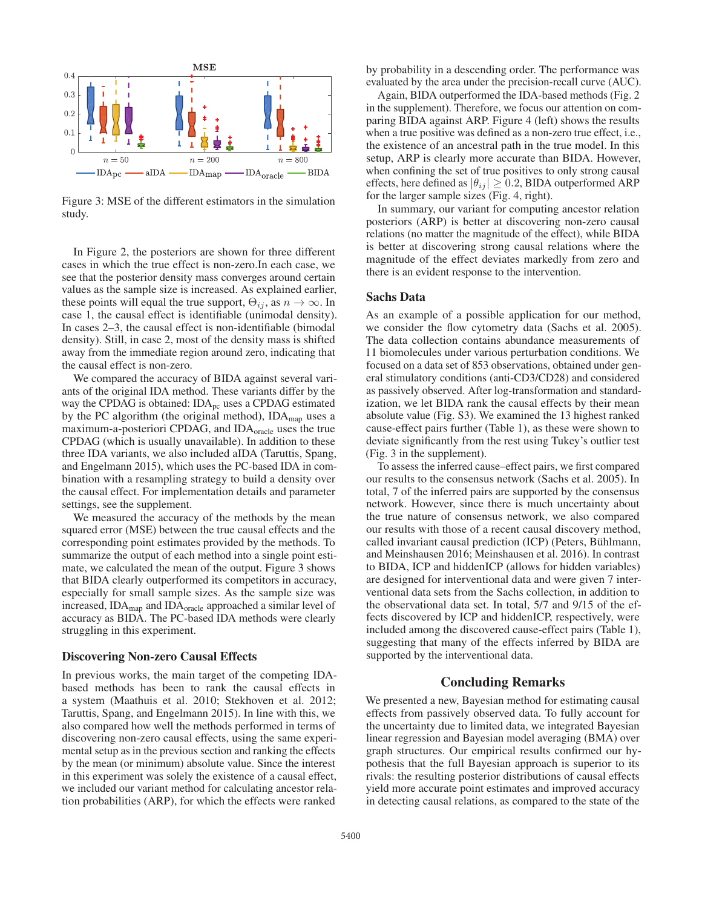Figure 3: MSE of the different estimators in the simulation study.

In Figure 2, the posteriors are shown for three different cases in which the true effect is non-zero.In each case, we see that the posterior density mass converges around certain values as the sample size is increased. As explained earlier, these points will equal the true support, $\Theta_{ij}$, as $n \to \infty$. In case 1, the causal effect is identifiable (unimodal density). In cases 2–3, the causal effect is non-identifiable (bimodal density). Still, in case 2, most of the density mass is shifted away from the immediate region around zero, indicating that the causal effect is non-zero.

We compared the accuracy of BIDA against several variants of the original IDA method. These variants differ by the way the CPDAG is obtained: $\text{IDA}_{\text{pc}}$ uses a CPDAG estimated by the PC algorithm (the original method), $\text{IDA}_{\text{map}}$ uses a maximum-a-posteriori CPDAG, and $\text{IDA}_{\text{oracle}}$ uses the true CPDAG (which is usually unavailable). In addition to these three IDA variants, we also included aIDA (Taruttis, Spang, and Engelmann 2015), which uses the PC-based IDA in combination with a resampling strategy to build a density over the causal effect. For implementation details and parameter settings, see the supplement.

We measured the accuracy of the methods by the mean squared error (MSE) between the true causal effects and the corresponding point estimates provided by the methods. To summarize the output of each method into a single point estimate, we calculated the mean of the output. Figure 3 shows that BIDA clearly outperformed its competitors in accuracy, especially for small sample sizes. As the sample size was increased, $\text{IDA}_{\text{map}}$ and $\text{IDA}_{\text{oracle}}$ approached a similar level of accuracy as BIDA. The PC-based IDA methods were clearly struggling in this experiment.

## Discovering Non-zero Causal Effects

In previous works, the main target of the competing IDA-based methods has been to rank the causal effects in a system (Maathuis et al. 2010; Stekhoven et al. 2012; Taruttis, Spang, and Engelmann 2015). In line with this, we also compared how well the methods performed in terms of discovering non-zero causal effects, using the same experimental setup as in the previous section and ranking the effects by the mean (or minimum) absolute value. Since the interest in this experiment was solely the existence of a causal effect, we included our variant method for calculating ancestor relation probabilities (ARP), for which the effects were ranked by probability in a descending order. The performance was evaluated by the area under the precision-recall curve (AUC).

Again, BIDA outperformed the IDA-based methods (Fig. 2 in the supplement). Therefore, we focus our attention on comparing BIDA against ARP. Figure 4 (left) shows the results when a true positive was defined as a non-zero true effect, i.e., the existence of an ancestral path in the true model. In this setup, ARP is clearly more accurate than BIDA. However, when confining the set of true positives to only strong causal effects, here defined as $|\theta_{ij}| \geq 0.2$, BIDA outperformed ARP for the larger sample sizes (Fig. 4, right).

In summary, our variant for computing ancestor relation posteriors (ARP) is better at discovering non-zero causal relations (no matter the magnitude of the effect), while BIDA is better at discovering strong causal relations where the magnitude of the effect deviates markedly from zero and there is an evident response to the intervention.

## Sachs Data

As an example of a possible application for our method, we consider the flow cytometry data (Sachs et al. 2005). The data collection contains abundance measurements of 11 biomolecules under various perturbation conditions. We focused on a data set of 853 observations, obtained under general stimulatory conditions (anti-CD3/CD28) and considered as passively observed. After log-transformation and standardization, we let BIDA rank the causal effects by their mean absolute value (Fig. S3). We examined the 13 highest ranked cause-effect pairs further (Table 1), as these were shown to deviate significantly from the rest using Tukey's outlier test (Fig. 3 in the supplement).

To assess the inferred cause–effect pairs, we first compared our results to the consensus network (Sachs et al. 2005). In total, 7 of the inferred pairs are supported by the consensus network. However, since there is much uncertainty about the true nature of consensus network, we also compared our results with those of a recent causal discovery method, called invariant causal prediction (ICP) (Peters, Bühlmann, and Meinshausen 2016; Meinshausen et al. 2016). In contrast to BIDA, ICP and hiddenICP (allows for hidden variables) are designed for interventional data and were given 7 interventional data sets from the Sachs collection, in addition to the observational data set. In total, 5/7 and 9/15 of the effects discovered by ICP and hiddenICP, respectively, were included among the discovered cause-effect pairs (Table 1), suggesting that many of the effects inferred by BIDA are supported by the interventional data.

## Concluding Remarks

We presented a new, Bayesian method for estimating causal effects from passively observed data. To fully account for the uncertainty due to limited data, we integrated Bayesian linear regression and Bayesian model averaging (BMA) over graph structures. Our empirical results confirmed our hypothesis that the full Bayesian approach is superior to its rivals: the resulting posterior distributions of causal effects yield more accurate point estimates and improved accuracy in detecting causal relations, as compared to the state of the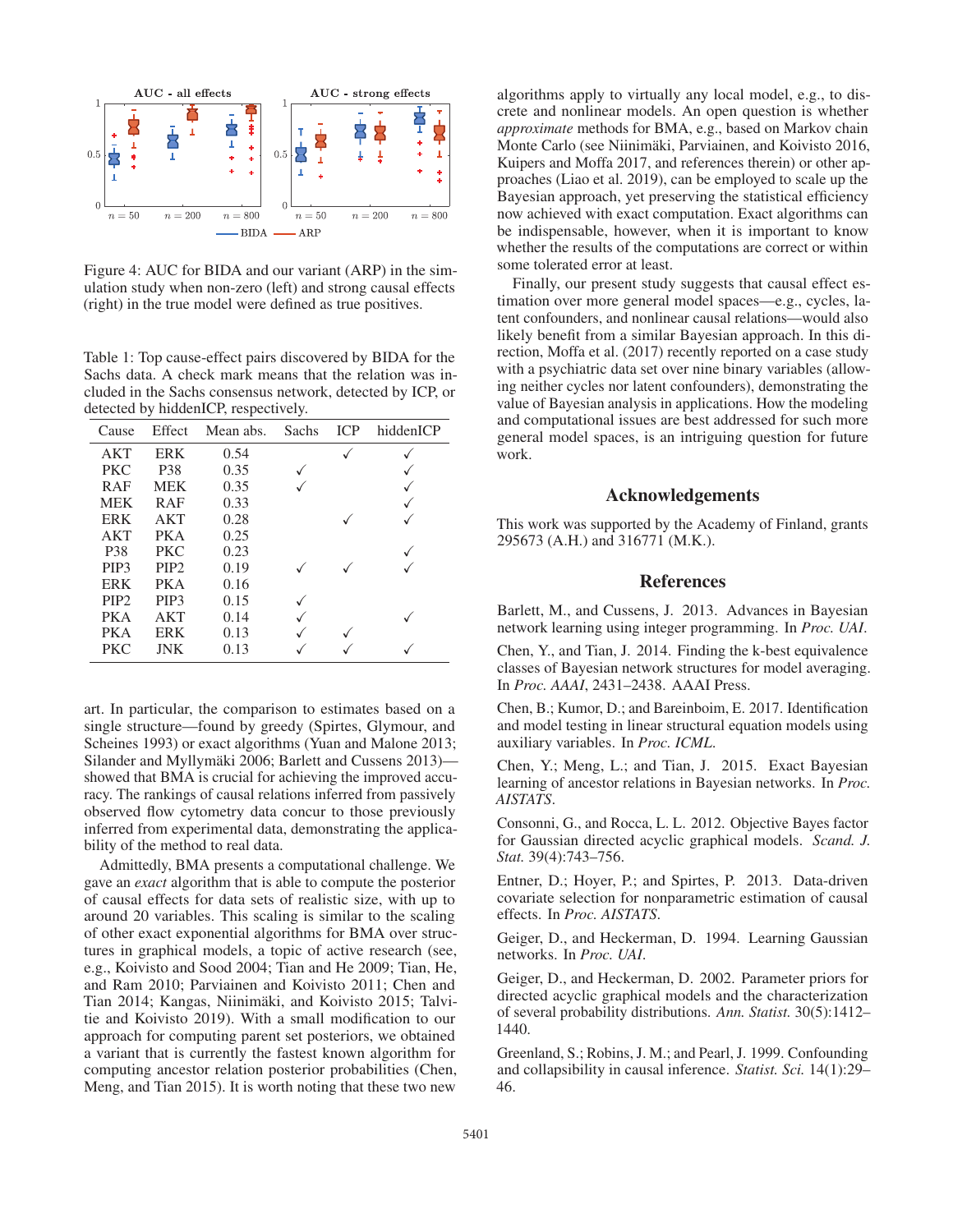Figure 4: AUC for BIDA and our variant (ARP) in the simulation study when non-zero (left) and strong causal effects (right) in the true model were defined as true positives.

Table 1: Top cause-effect pairs discovered by BIDA for the Sachs data. A check mark means that the relation was included in the Sachs consensus network, detected by ICP, or detected by hiddenICP, respectively.

| Cause | Effect | Mean abs. | Sachs | ICP | hiddenICP |
|---|---|---|---|---|---|
| AKT | ERK | 0.54 | | ✓ | ✓ |
| PKC | P38 | 0.35 | ✓ | | ✓ |
| RAF | MEK | 0.35 | ✓ | | ✓ |
| MEK | RAF | 0.33 | | | ✓ |
| ERK | AKT | 0.28 | | ✓ | ✓ |
| AKT | PKA | 0.25 | | | |
| P38 | PKC | 0.23 | | | ✓ |
| PIP3 | PIP2 | 0.19 | ✓ | ✓ | ✓ |
| ERK | PKA | 0.16 | | | |
| PIP2 | PIP3 | 0.15 | ✓ | | |
| PKA | AKT | 0.14 | ✓ | | ✓ |
| PKA | ERK | 0.13 | ✓ | ✓ | |
| PKC | JNK | 0.13 | ✓ | ✓ | ✓ |

art. In particular, the comparison to estimates based on a single structure—found by greedy (Spirtes, Glymour, and Scheines 1993) or exact algorithms (Yuan and Malone 2013; Silander and Myllymäki 2006; Barlett and Cussens 2013)—showed that BMA is crucial for achieving the improved accuracy. The rankings of causal relations inferred from passively observed flow cytometry data concur to those previously inferred from experimental data, demonstrating the applicability of the method to real data.

Admittedly, BMA presents a computational challenge. We gave an *exact* algorithm that is able to compute the posterior of causal effects for data sets of realistic size, with up to around 20 variables. This scaling is similar to the scaling of other exact exponential algorithms for BMA over structures in graphical models, a topic of active research (see, e.g., Koivisto and Sood 2004; Tian and He 2009; Tian, He, and Ram 2010; Parviainen and Koivisto 2011; Chen and Tian 2014; Kangas, Niinimäki, and Koivisto 2015; Talvitie and Koivisto 2019). With a small modification to our approach for computing parent set posteriors, we obtained a variant that is currently the fastest known algorithm for computing ancestor relation posterior probabilities (Chen, Meng, and Tian 2015). It is worth noting that these two new algorithms apply to virtually any local model, e.g., to discrete and nonlinear models. An open question is whether *approximate* methods for BMA, e.g., based on Markov chain Monte Carlo (see Niinimäki, Parviainen, and Koivisto 2016, Kuipers and Moffa 2017, and references therein) or other approaches (Liao et al. 2019), can be employed to scale up the Bayesian approach, yet preserving the statistical efficiency now achieved with exact computation. Exact algorithms can be indispensable, however, when it is important to know whether the results of the computations are correct or within some tolerated error at least.

Finally, our present study suggests that causal effect estimation over more general model spaces—e.g., cycles, latent confounders, and nonlinear causal relations—would also likely benefit from a similar Bayesian approach. In this direction, Moffa et al. (2017) recently reported on a case study with a psychiatric data set over nine binary variables (allowing neither cycles nor latent confounders), demonstrating the value of Bayesian analysis in applications. How the modeling and computational issues are best addressed for such more general model spaces, is an intriguing question for future work.

## Acknowledgements

This work was supported by the Academy of Finland, grants 295673 (A.H.) and 316771 (M.K.).

## References

Barlett, M., and Cussens, J. 2013. Advances in Bayesian network learning using integer programming. In *Proc. UAI*.

Chen, Y., and Tian, J. 2014. Finding the k-best equivalence classes of Bayesian network structures for model averaging. In *Proc. AAAI*, 2431–2438. AAAI Press.

Chen, B.; Kumor, D.; and Bareinboim, E. 2017. Identification and model testing in linear structural equation models using auxiliary variables. In *Proc. ICML*.

Chen, Y.; Meng, L.; and Tian, J. 2015. Exact Bayesian learning of ancestor relations in Bayesian networks. In *Proc. AISTATS*.

Consonni, G., and Rocca, L. L. 2012. Objective Bayes factor for Gaussian directed acyclic graphical models. *Scand. J. Stat.* 39(4):743–756.

Entner, D.; Hoyer, P.; and Spirtes, P. 2013. Data-driven covariate selection for nonparametric estimation of causal effects. In *Proc. AISTATS*.

Geiger, D., and Heckerman, D. 1994. Learning Gaussian networks. In *Proc. UAI*.

Geiger, D., and Heckerman, D. 2002. Parameter priors for directed acyclic graphical models and the characterization of several probability distributions. *Ann. Statist.* 30(5):1412–1440.

Greenland, S.; Robins, J. M.; and Pearl, J. 1999. Confounding and collapsibility in causal inference. *Statist. Sci.* 14(1):29–46.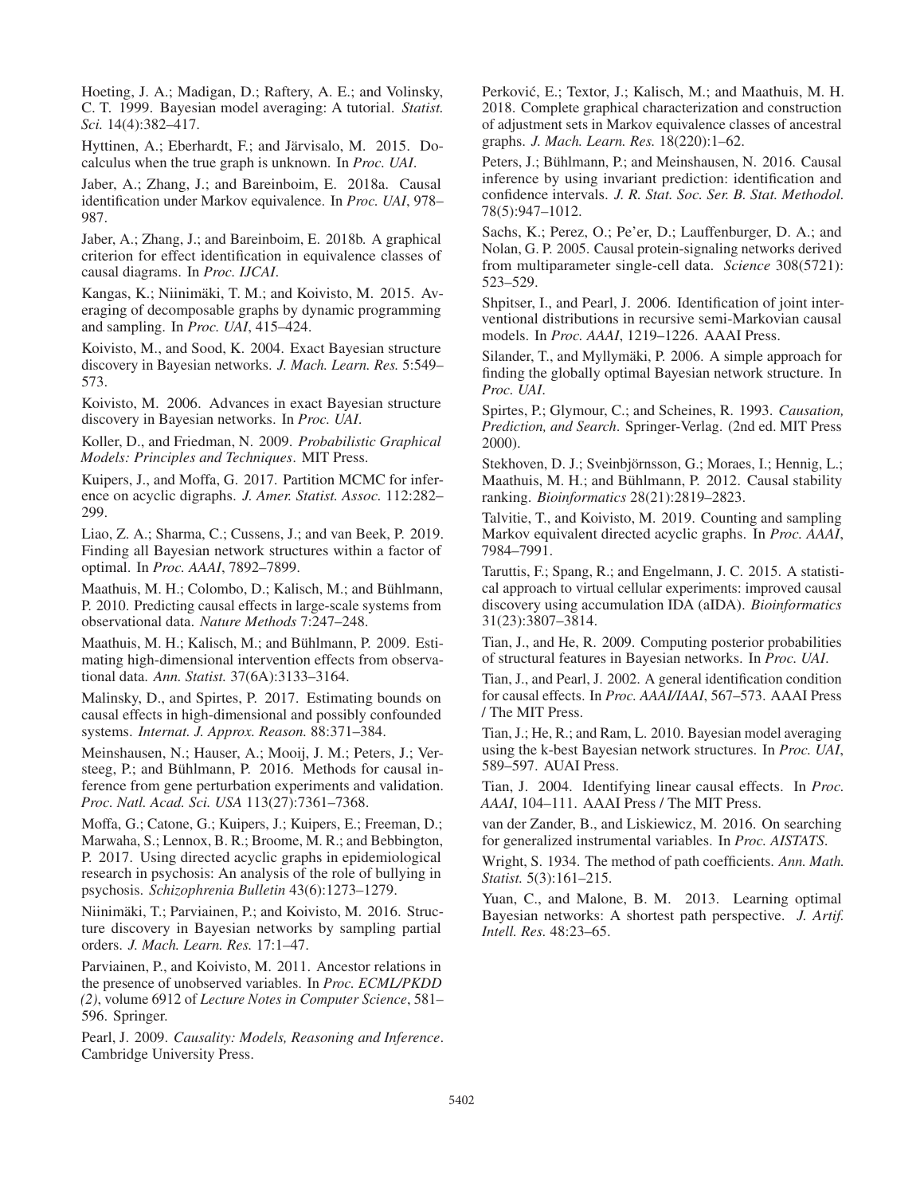Hoeting, J. A.; Madigan, D.; Raftery, A. E.; and Volinsky, C. T. 1999. Bayesian model averaging: A tutorial. *Statist. Sci.* 14(4):382–417.

Hyttinen, A.; Eberhardt, F.; and Järvisalo, M. 2015. Do-calculus when the true graph is unknown. In *Proc. UAI*.

Jaber, A.; Zhang, J.; and Bareinboim, E. 2018a. Causal identification under Markov equivalence. In *Proc. UAI*, 978–987.

Jaber, A.; Zhang, J.; and Bareinboim, E. 2018b. A graphical criterion for effect identification in equivalence classes of causal diagrams. In *Proc. IJCAI*.

Kangas, K.; Niinimäki, T. M.; and Koivisto, M. 2015. Averaging of decomposable graphs by dynamic programming and sampling. In *Proc. UAI*, 415–424.

Koivisto, M., and Sood, K. 2004. Exact Bayesian structure discovery in Bayesian networks. *J. Mach. Learn. Res.* 5:549–573.

Koivisto, M. 2006. Advances in exact Bayesian structure discovery in Bayesian networks. In *Proc. UAI*.

Koller, D., and Friedman, N. 2009. *Probabilistic Graphical Models: Principles and Techniques*. MIT Press.

Kuipers, J., and Moffa, G. 2017. Partition MCMC for inference on acyclic digraphs. *J. Amer. Statist. Assoc.* 112:282–299.

Liao, Z. A.; Sharma, C.; Cussens, J.; and van Beek, P. 2019. Finding all Bayesian network structures within a factor of optimal. In *Proc. AAAI*, 7892–7899.

Maathuis, M. H.; Colombo, D.; Kalisch, M.; and Bühlmann, P. 2010. Predicting causal effects in large-scale systems from observational data. *Nature Methods* 7:247–248.

Maathuis, M. H.; Kalisch, M.; and Bühlmann, P. 2009. Estimating high-dimensional intervention effects from observational data. *Ann. Statist.* 37(6A):3133–3164.

Malinsky, D., and Spirtes, P. 2017. Estimating bounds on causal effects in high-dimensional and possibly confounded systems. *Internat. J. Approx. Reason.* 88:371–384.

Meinshausen, N.; Hauser, A.; Mooij, J. M.; Peters, J.; Versteeg, P.; and Bühlmann, P. 2016. Methods for causal inference from gene perturbation experiments and validation. *Proc. Natl. Acad. Sci. USA* 113(27):7361–7368.

Moffa, G.; Catone, G.; Kuipers, J.; Kuipers, E.; Freeman, D.; Marwaha, S.; Lennox, B. R.; Broome, M. R.; and Bebbington, P. 2017. Using directed acyclic graphs in epidemiological research in psychosis: An analysis of the role of bullying in psychosis. *Schizophrenia Bulletin* 43(6):1273–1279.

Niinimäki, T.; Parviainen, P.; and Koivisto, M. 2016. Structure discovery in Bayesian networks by sampling partial orders. *J. Mach. Learn. Res.* 17:1–47.

Parviainen, P., and Koivisto, M. 2011. Ancestor relations in the presence of unobserved variables. In *Proc. ECML/PKDD (2)*, volume 6912 of *Lecture Notes in Computer Science*, 581–596. Springer.

Pearl, J. 2009. *Causality: Models, Reasoning and Inference*. Cambridge University Press.

Perković, E.; Textor, J.; Kalisch, M.; and Maathuis, M. H. 2018. Complete graphical characterization and construction of adjustment sets in Markov equivalence classes of ancestral graphs. *J. Mach. Learn. Res.* 18(220):1–62.

Peters, J.; Bühlmann, P.; and Meinshausen, N. 2016. Causal inference by using invariant prediction: identification and confidence intervals. *J. R. Stat. Soc. Ser. B. Stat. Methodol.* 78(5):947–1012.

Sachs, K.; Perez, O.; Pe'er, D.; Lauffenburger, D. A.; and Nolan, G. P. 2005. Causal protein-signaling networks derived from multiparameter single-cell data. *Science* 308(5721): 523–529.

Shpitser, I., and Pearl, J. 2006. Identification of joint interventional distributions in recursive semi-Markovian causal models. In *Proc. AAAI*, 1219–1226. AAAI Press.

Silander, T., and Myllymäki, P. 2006. A simple approach for finding the globally optimal Bayesian network structure. In *Proc. UAI*.

Spirtes, P.; Glymour, C.; and Scheines, R. 1993. *Causation, Prediction, and Search*. Springer-Verlag. (2nd ed. MIT Press 2000).

Stekhoven, D. J.; Sveinbjörnsson, G.; Moraes, I.; Hennig, L.; Maathuis, M. H.; and Bühlmann, P. 2012. Causal stability ranking. *Bioinformatics* 28(21):2819–2823.

Talvitie, T., and Koivisto, M. 2019. Counting and sampling Markov equivalent directed acyclic graphs. In *Proc. AAAI*, 7984–7991.

Taruttis, F.; Spang, R.; and Engelmann, J. C. 2015. A statistical approach to virtual cellular experiments: improved causal discovery using accumulation IDA (aIDA). *Bioinformatics* 31(23):3807–3814.

Tian, J., and He, R. 2009. Computing posterior probabilities of structural features in Bayesian networks. In *Proc. UAI*.

Tian, J., and Pearl, J. 2002. A general identification condition for causal effects. In *Proc. AAAI/IAAI*, 567–573. AAAI Press / The MIT Press.

Tian, J.; He, R.; and Ram, L. 2010. Bayesian model averaging using the k-best Bayesian network structures. In *Proc. UAI*, 589–597. AUAI Press.

Tian, J. 2004. Identifying linear causal effects. In *Proc. AAAI*, 104–111. AAAI Press / The MIT Press.

van der Zander, B., and Liskiewicz, M. 2016. On searching for generalized instrumental variables. In *Proc. AISTATS*.

Wright, S. 1934. The method of path coefficients. *Ann. Math. Statist.* 5(3):161–215.

Yuan, C., and Malone, B. M. 2013. Learning optimal Bayesian networks: A shortest path perspective. *J. Artif. Intell. Res.* 48:23–65.